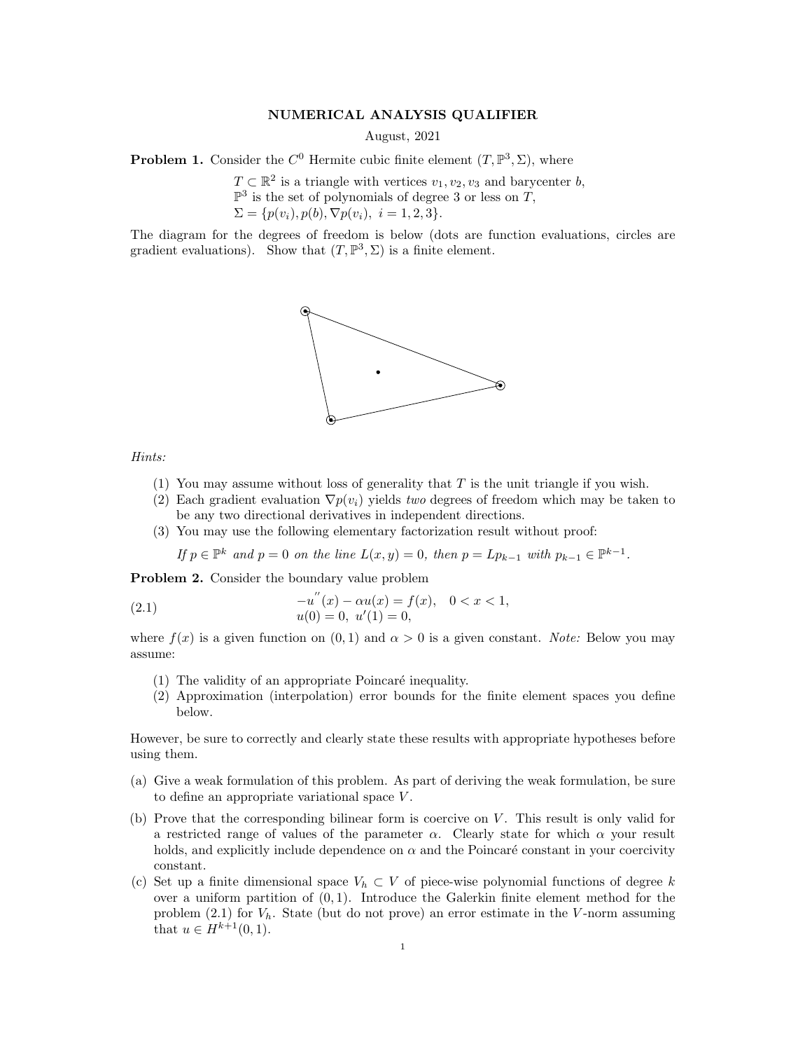# NUMERICAL ANALYSIS QUALIFIER

August, 2021

**Problem 1.** Consider the $C^0$ Hermite cubic finite element $(T, \mathbb{P}^3, \Sigma)$, where

$T \subset \mathbb{R}^2$ is a triangle with vertices $v_1, v_2, v_3$ and barycenter $b$,
$\mathbb{P}^3$ is the set of polynomials of degree 3 or less on $T$,
$\Sigma = \{p(v_i), p(b), \nabla p(v_i),\ i = 1, 2, 3\}$.

The diagram for the degrees of freedom is below (dots are function evaluations, circles are gradient evaluations). Show that $(T, \mathbb{P}^3, \Sigma)$ is a finite element.

*Hints:*

(1) You may assume without loss of generality that $T$ is the unit triangle if you wish.
(2) Each gradient evaluation $\nabla p(v_i)$ yields *two* degrees of freedom which may be taken to be any two directional derivatives in independent directions.
(3) You may use the following elementary factorization result without proof:

*If $p \in \mathbb{P}^k$ and $p = 0$ on the line $L(x, y) = 0$, then $p = Lp_{k-1}$ with $p_{k-1} \in \mathbb{P}^{k-1}$.*

**Problem 2.** Consider the boundary value problem

$$
\begin{aligned}
-u''(x) - \alpha u(x) &= f(x), \quad 0 < x < 1, \\
u(0) = 0,\ u'(1) &= 0,
\end{aligned}
\tag{2.1}
$$

where $f(x)$ is a given function on $(0, 1)$ and $\alpha > 0$ is a given constant. *Note:* Below you may assume:

(1) The validity of an appropriate Poincaré inequality.
(2) Approximation (interpolation) error bounds for the finite element spaces you define below.

However, be sure to correctly and clearly state these results with appropriate hypotheses before using them.

(a) Give a weak formulation of this problem. As part of deriving the weak formulation, be sure to define an appropriate variational space $V$.
(b) Prove that the corresponding bilinear form is coercive on $V$. This result is only valid for a restricted range of values of the parameter $\alpha$. Clearly state for which $\alpha$ your result holds, and explicitly include dependence on $\alpha$ and the Poincaré constant in your coercivity constant.
(c) Set up a finite dimensional space $V_h \subset V$ of piece-wise polynomial functions of degree $k$ over a uniform partition of $(0, 1)$. Introduce the Galerkin finite element method for the problem (2.1) for $V_h$. State (but do not prove) an error estimate in the $V$-norm assuming that $u \in H^{k+1}(0, 1)$.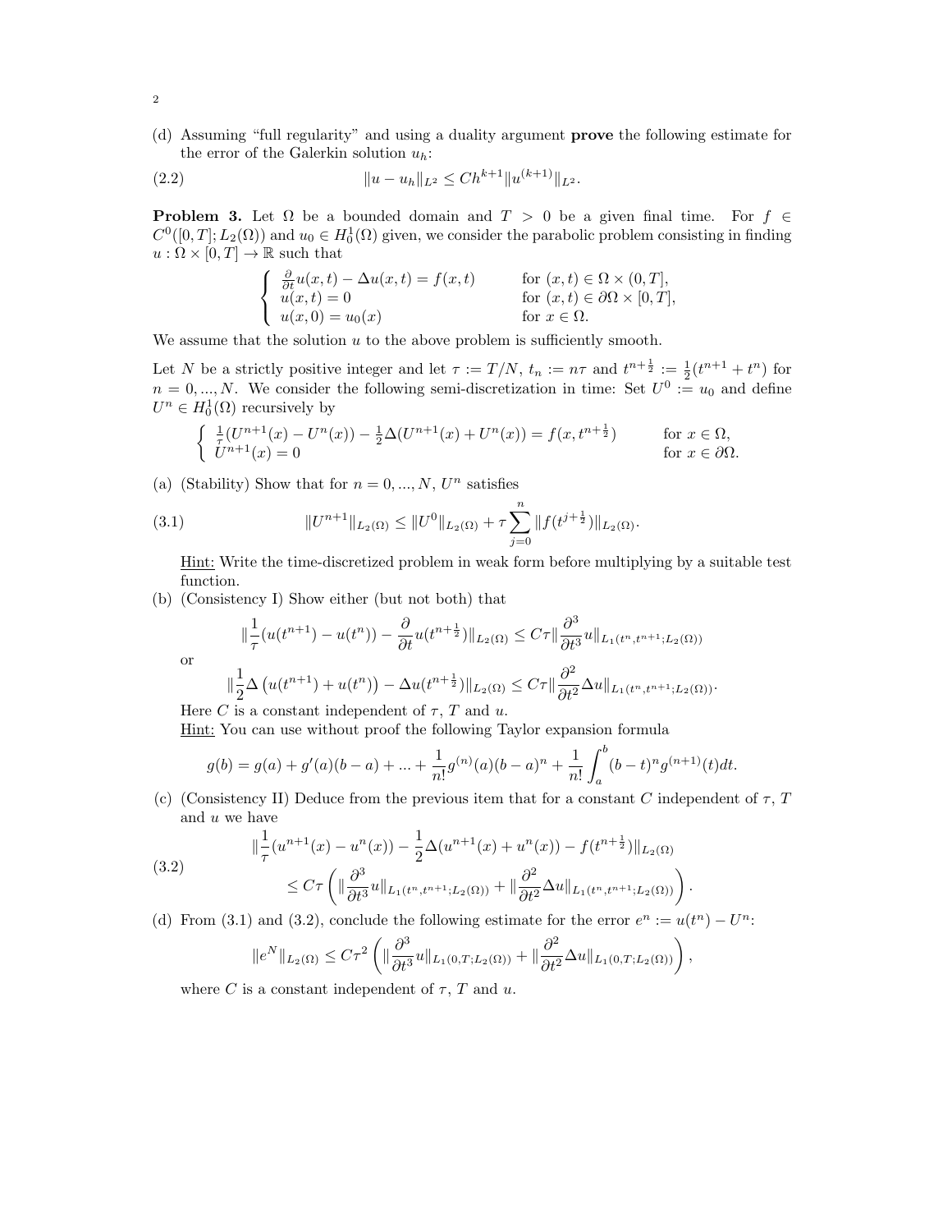(d) Assuming "full regularity" and using a duality argument **prove** the following estimate for the error of the Galerkin solution $u_h$:

$$\|u - u_h\|_{L^2} \leq Ch^{k+1}\|u^{(k+1)}\|_{L^2}. \tag{2.2}$$

**Problem 3.** Let $\Omega$ be a bounded domain and $T > 0$ be a given final time. For $f \in C^0([0,T]; L_2(\Omega))$ and $u_0 \in H_0^1(\Omega)$ given, we consider the parabolic problem consisting in finding $u : \Omega \times [0,T] \to \mathbb{R}$ such that

$$\begin{cases} \frac{\partial}{\partial t}u(x,t) - \Delta u(x,t) = f(x,t) & \text{for } (x,t) \in \Omega \times (0,T], \\ u(x,t) = 0 & \text{for } (x,t) \in \partial\Omega \times [0,T], \\ u(x,0) = u_0(x) & \text{for } x \in \Omega. \end{cases}$$

We assume that the solution $u$ to the above problem is sufficiently smooth.

Let $N$ be a strictly positive integer and let $\tau := T/N$, $t_n := n\tau$ and $t^{n+\frac{1}{2}} := \frac{1}{2}(t^{n+1} + t^n)$ for $n = 0, ..., N$. We consider the following semi-discretization in time: Set $U^0 := u_0$ and define $U^n \in H_0^1(\Omega)$ recursively by

$$\begin{cases} \frac{1}{\tau}(U^{n+1}(x) - U^n(x)) - \frac{1}{2}\Delta(U^{n+1}(x) + U^n(x)) = f(x, t^{n+\frac{1}{2}}) & \text{for } x \in \Omega, \\ U^{n+1}(x) = 0 & \text{for } x \in \partial\Omega. \end{cases}$$

(a) (Stability) Show that for $n = 0, ..., N$, $U^n$ satisfies

$$\|U^{n+1}\|_{L_2(\Omega)} \leq \|U^0\|_{L_2(\Omega)} + \tau\sum_{j=0}^{n}\|f(t^{j+\frac{1}{2}})\|_{L_2(\Omega)}. \tag{3.1}$$

Hint: Write the time-discretized problem in weak form before multiplying by a suitable test function.

(b) (Consistency I) Show either (but not both) that

$$\|\frac{1}{\tau}(u(t^{n+1}) - u(t^n)) - \frac{\partial}{\partial t}u(t^{n+\frac{1}{2}})\|_{L_2(\Omega)} \leq C\tau\|\frac{\partial^3}{\partial t^3}u\|_{L_1(t^n,t^{n+1};L_2(\Omega))}$$

or

$$\|\frac{1}{2}\Delta\left(u(t^{n+1}) + u(t^n)\right) - \Delta u(t^{n+\frac{1}{2}})\|_{L_2(\Omega)} \leq C\tau\|\frac{\partial^2}{\partial t^2}\Delta u\|_{L_1(t^n,t^{n+1};L_2(\Omega))}.$$

Here $C$ is a constant independent of $\tau$, $T$ and $u$.

Hint: You can use without proof the following Taylor expansion formula

$$g(b) = g(a) + g'(a)(b-a) + ... + \frac{1}{n!}g^{(n)}(a)(b-a)^n + \frac{1}{n!}\int_a^b(b-t)^n g^{(n+1)}(t)dt.$$

(c) (Consistency II) Deduce from the previous item that for a constant $C$ independent of $\tau$, $T$ and $u$ we have

$$\begin{aligned} &\|\frac{1}{\tau}(u^{n+1}(x) - u^n(x)) - \frac{1}{2}\Delta(u^{n+1}(x) + u^n(x)) - f(t^{n+\frac{1}{2}})\|_{L_2(\Omega)} \\ &\qquad \leq C\tau\left(\|\frac{\partial^3}{\partial t^3}u\|_{L_1(t^n,t^{n+1};L_2(\Omega))} + \|\frac{\partial^2}{\partial t^2}\Delta u\|_{L_1(t^n,t^{n+1};L_2(\Omega))}\right). \end{aligned} \tag{3.2}$$

(d) From (3.1) and (3.2), conclude the following estimate for the error $e^n := u(t^n) - U^n$:

$$\|e^N\|_{L_2(\Omega)} \leq C\tau^2\left(\|\frac{\partial^3}{\partial t^3}u\|_{L_1(0,T;L_2(\Omega))} + \|\frac{\partial^2}{\partial t^2}\Delta u\|_{L_1(0,T;L_2(\Omega))}\right),$$

where $C$ is a constant independent of $\tau$, $T$ and $u$.